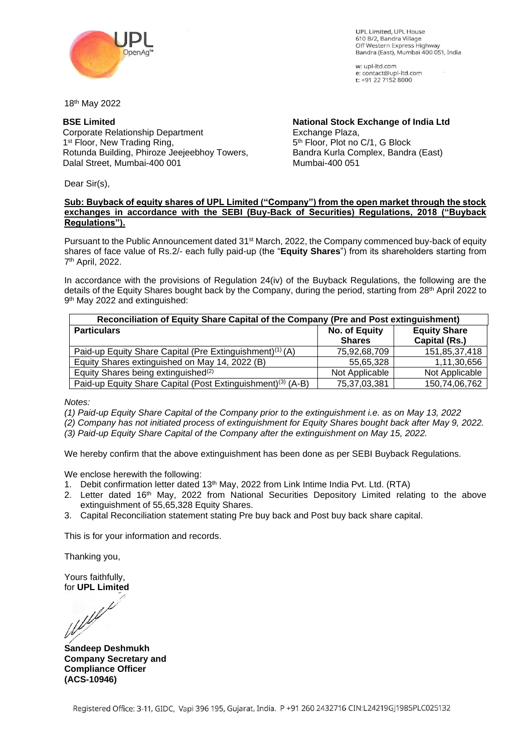UPL Limited, UPL House
610 B/2, Bandra Village
Off Western Express Highway
Bandra (East), Mumbai 400 051, India

w: upl-ltd.com
e: contact@upl-ltd.com
t: +91 22 7152 8000

18th May 2022

**BSE Limited**
Corporate Relationship Department
1st Floor, New Trading Ring,
Rotunda Building, Phiroze Jeejeebhoy Towers,
Dalal Street, Mumbai-400 001

**National Stock Exchange of India Ltd**
Exchange Plaza,
5th Floor, Plot no C/1, G Block
Bandra Kurla Complex, Bandra (East)
Mumbai-400 051

Dear Sir(s),

**Sub: Buyback of equity shares of UPL Limited ("Company") from the open market through the stock exchanges in accordance with the SEBI (Buy-Back of Securities) Regulations, 2018 ("Buyback Regulations").**

Pursuant to the Public Announcement dated 31st March, 2022, the Company commenced buy-back of equity shares of face value of Rs.2/- each fully paid-up (the "**Equity Shares**") from its shareholders starting from 7th April, 2022.

In accordance with the provisions of Regulation 24(iv) of the Buyback Regulations, the following are the details of the Equity Shares bought back by the Company, during the period, starting from 28th April 2022 to 9th May 2022 and extinguished:

| **Reconciliation of Equity Share Capital of the Company (Pre and Post extinguishment)** | | |
|---|---|---|
| **Particulars** | **No. of Equity Shares** | **Equity Share Capital (Rs.)** |
| Paid-up Equity Share Capital (Pre Extinguishment)(1) (A) | 75,92,68,709 | 151,85,37,418 |
| Equity Shares extinguished on May 14, 2022 (B) | 55,65,328 | 1,11,30,656 |
| Equity Shares being extinguished(2) | Not Applicable | Not Applicable |
| Paid-up Equity Share Capital (Post Extinguishment)(3) (A-B) | 75,37,03,381 | 150,74,06,762 |

*Notes:*

*(1) Paid-up Equity Share Capital of the Company prior to the extinguishment i.e. as on May 13, 2022*

*(2) Company has not initiated process of extinguishment for Equity Shares bought back after May 9, 2022.*

*(3) Paid-up Equity Share Capital of the Company after the extinguishment on May 15, 2022.*

We hereby confirm that the above extinguishment has been done as per SEBI Buyback Regulations.

We enclose herewith the following:

1. Debit confirmation letter dated 13th May, 2022 from Link Intime India Pvt. Ltd. (RTA)
2. Letter dated 16th May, 2022 from National Securities Depository Limited relating to the above extinguishment of 55,65,328 Equity Shares.
3. Capital Reconciliation statement stating Pre buy back and Post buy back share capital.

This is for your information and records.

Thanking you,

Yours faithfully,
for **UPL Limited**

**Sandeep Deshmukh**
**Company Secretary and Compliance Officer**
**(ACS-10946)**

Registered Office: 3-11, GIDC, Vapi 396 195, Gujarat, India. P +91 260 2432716 CIN:L24219GJ1985PLC025132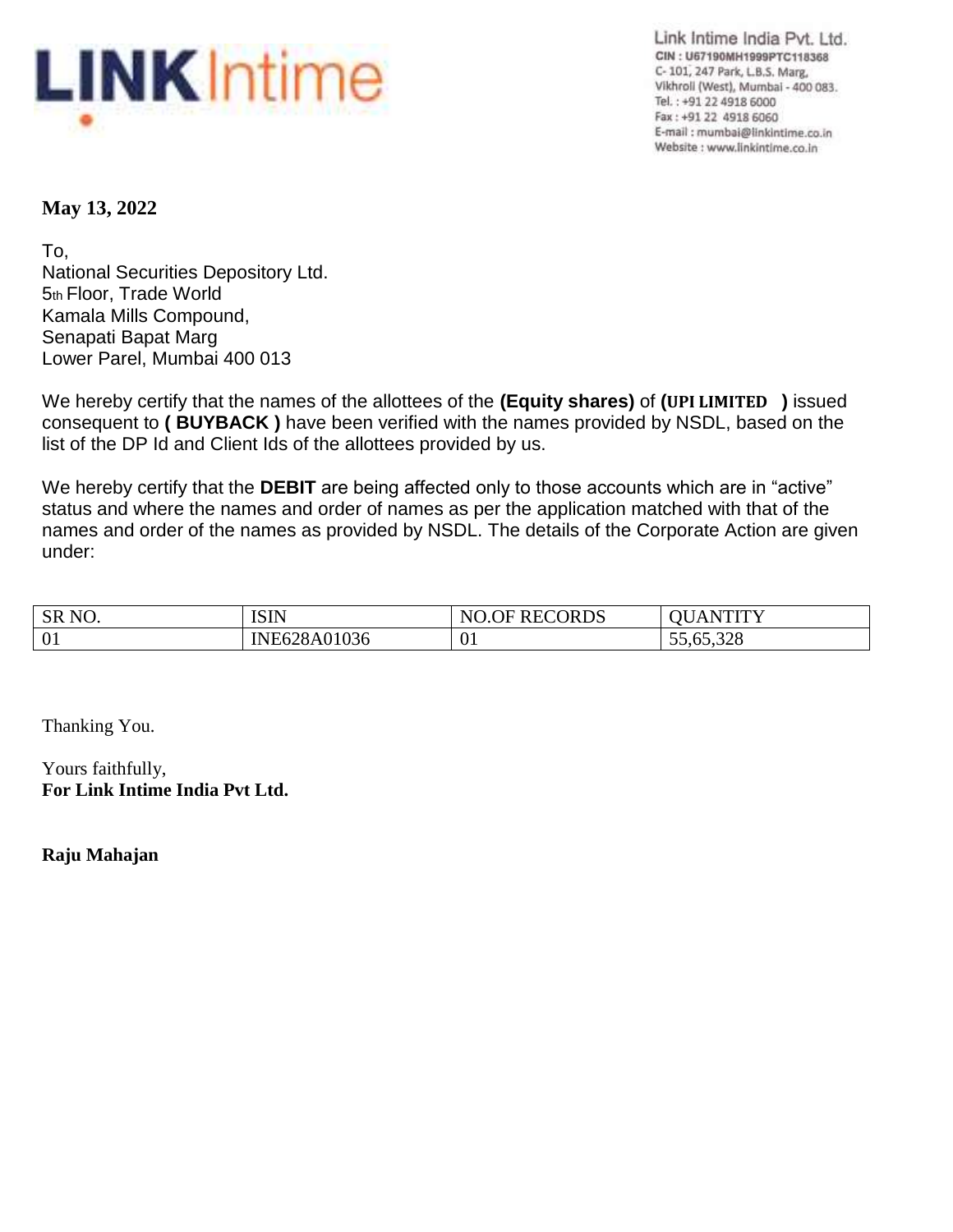Link Intime India Pvt. Ltd.
CIN : U67190MH1999PTC118368
C- 101, 247 Park, L.B.S. Marg,
Vikhroli (West), Mumbai - 400 083.
Tel. : +91 22 4918 6000
Fax : +91 22 4918 6060
E-mail : mumbai@linkintime.co.in
Website : www.linkintime.co.in

**May 13, 2022**

To,
National Securities Depository Ltd.
5th Floor, Trade World
Kamala Mills Compound,
Senapati Bapat Marg
Lower Parel, Mumbai 400 013

We hereby certify that the names of the allottees of the **(Equity shares)** of **(UPI LIMITED )** issued consequent to **( BUYBACK )** have been verified with the names provided by NSDL, based on the list of the DP Id and Client Ids of the allottees provided by us.

We hereby certify that the **DEBIT** are being affected only to those accounts which are in "active" status and where the names and order of names as per the application matched with that of the names and order of the names as provided by NSDL. The details of the Corporate Action are given under:

| SR NO. | ISIN | NO.OF RECORDS | QUANTITY |
| --- | --- | --- | --- |
| 01 | INE628A01036 | 01 | 55,65,328 |

Thanking You.

Yours faithfully,
**For Link Intime India Pvt Ltd.**

**Raju Mahajan**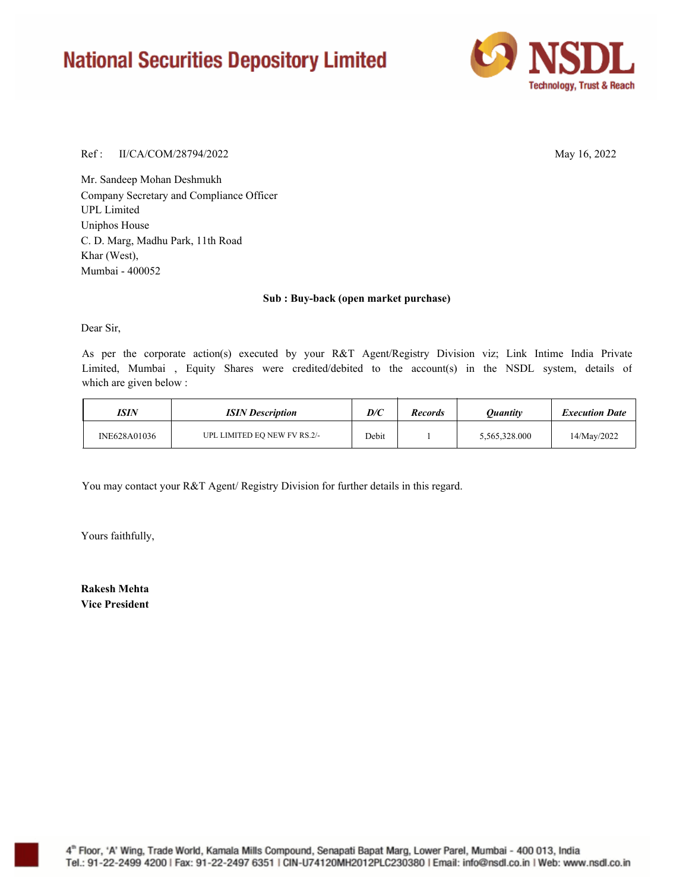# National Securities Depository Limited

**NSDL**
Technology, Trust & Reach

Ref : II/CA/COM/28794/2022

May 16, 2022

Mr. Sandeep Mohan Deshmukh
Company Secretary and Compliance Officer
UPL Limited
Uniphos House
C. D. Marg, Madhu Park, 11th Road
Khar (West),
Mumbai - 400052

**Sub : Buy-back (open market purchase)**

Dear Sir,

As per the corporate action(s) executed by your R&T Agent/Registry Division viz; Link Intime India Private Limited, Mumbai , Equity Shares were credited/debited to the account(s) in the NSDL system, details of which are given below :

| *ISIN* | *ISIN Description* | *D/C* | *Records* | *Quantity* | *Execution Date* |
|---|---|---|---|---|---|
| INE628A01036 | UPL LIMITED EQ NEW FV RS.2/- | Debit | 1 | 5,565,328.000 | 14/May/2022 |

You may contact your R&T Agent/ Registry Division for further details in this regard.

Yours faithfully,

**Rakesh Mehta**
**Vice President**

4th Floor, 'A' Wing, Trade World, Kamala Mills Compound, Senapati Bapat Marg, Lower Parel, Mumbai - 400 013, India
Tel.: 91-22-2499 4200 | Fax: 91-22-2497 6351 | CIN-U74120MH2012PLC230380 | Email: info@nsdl.co.in | Web: www.nsdl.co.in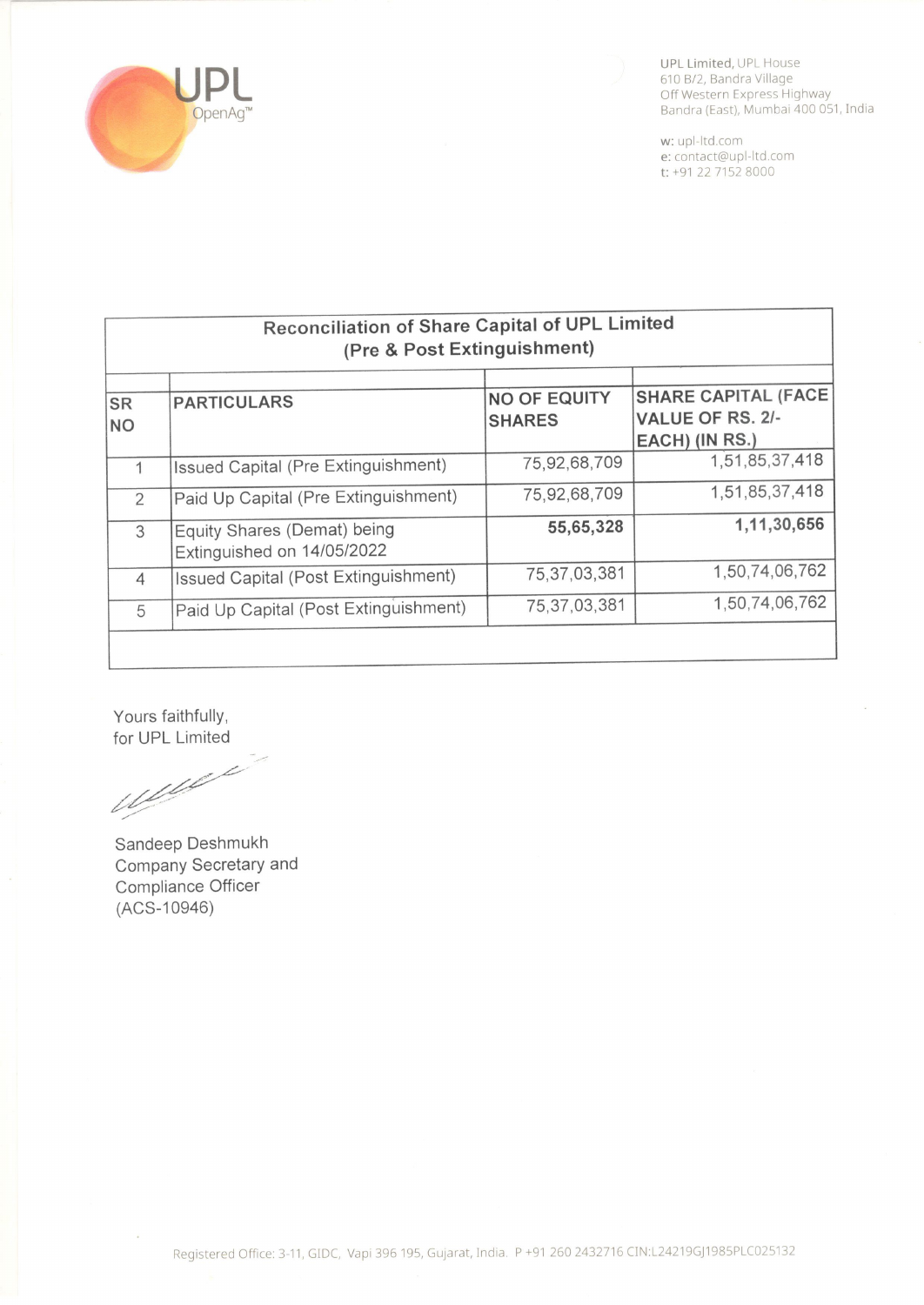UPL Limited, UPL House
610 B/2, Bandra Village
Off Western Express Highway
Bandra (East), Mumbai 400 051, India

w: upl-ltd.com
e: contact@upl-ltd.com
t: +91 22 7152 8000

**Reconciliation of Share Capital of UPL Limited**
**(Pre & Post Extinguishment)**

| SR NO | PARTICULARS | NO OF EQUITY SHARES | SHARE CAPITAL (FACE VALUE OF RS. 2/- EACH) (IN RS.) |
|---|---|---|---|
| 1 | Issued Capital (Pre Extinguishment) | 75,92,68,709 | 1,51,85,37,418 |
| 2 | Paid Up Capital (Pre Extinguishment) | 75,92,68,709 | 1,51,85,37,418 |
| 3 | Equity Shares (Demat) being Extinguished on 14/05/2022 | **55,65,328** | **1,11,30,656** |
| 4 | Issued Capital (Post Extinguishment) | 75,37,03,381 | 1,50,74,06,762 |
| 5 | Paid Up Capital (Post Extinguishment) | 75,37,03,381 | 1,50,74,06,762 |

Yours faithfully,
for UPL Limited

Sandeep Deshmukh
Company Secretary and
Compliance Officer
(ACS-10946)

Registered Office: 3-11, GIDC, Vapi 396 195, Gujarat, India. P +91 260 2432716 CIN:L24219GJ1985PLC025132